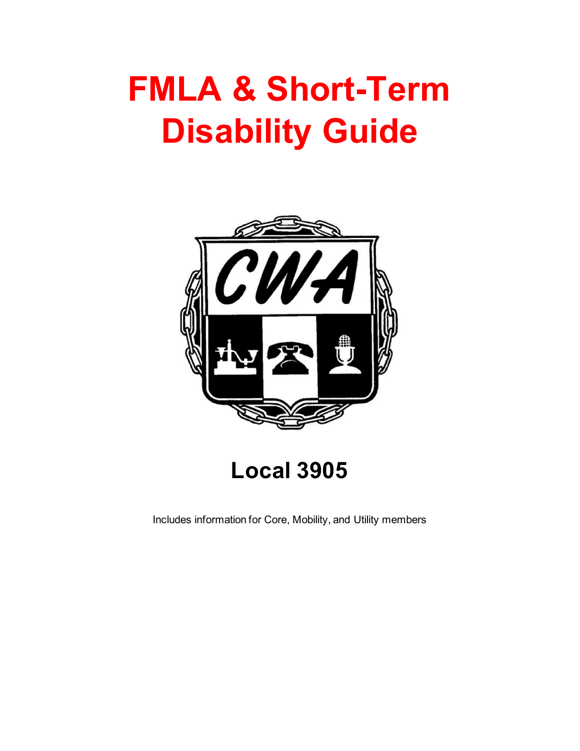# FMLA & Short-Term Disability Guide

## Local 3905

Includes information for Core, Mobility, and Utility members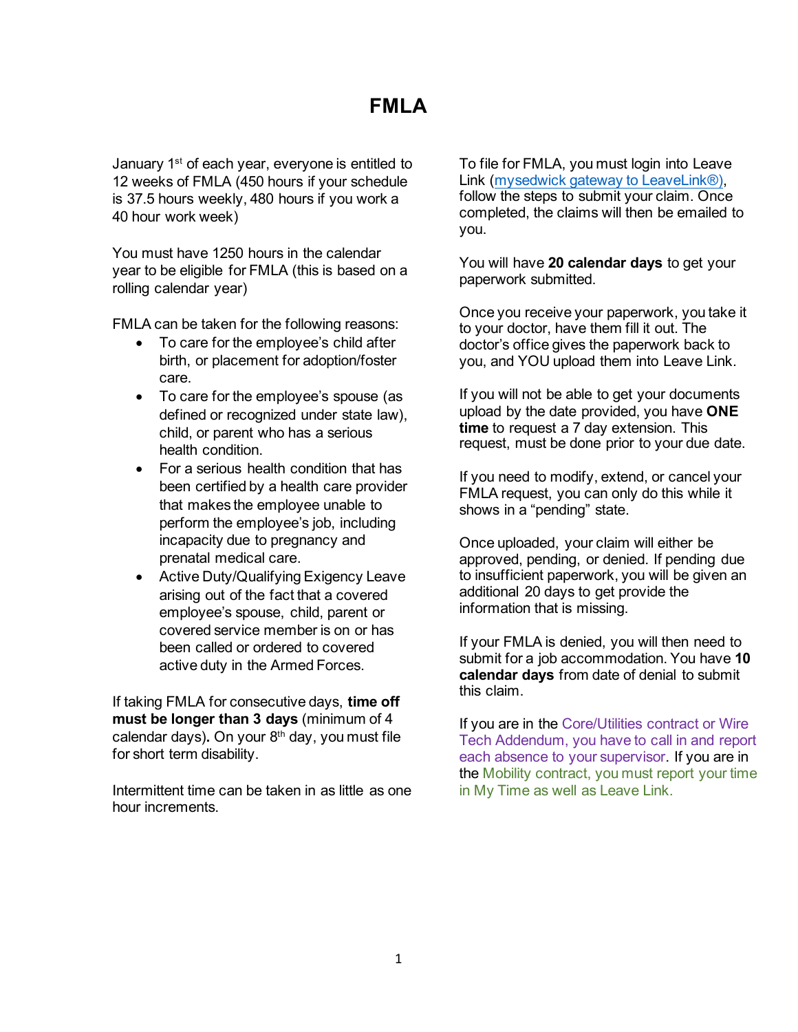# FMLA

January 1st of each year, everyone is entitled to 12 weeks of FMLA (450 hours if your schedule is 37.5 hours weekly, 480 hours if you work a 40 hour work week)

You must have 1250 hours in the calendar year to be eligible for FMLA (this is based on a rolling calendar year)

FMLA can be taken for the following reasons:

- To care for the employee's child after birth, or placement for adoption/foster care.
- To care for the employee's spouse (as defined or recognized under state law), child, or parent who has a serious health condition.
- For a serious health condition that has been certified by a health care provider that makes the employee unable to perform the employee's job, including incapacity due to pregnancy and prenatal medical care.
- Active Duty/Qualifying Exigency Leave arising out of the fact that a covered employee's spouse, child, parent or covered service member is on or has been called or ordered to covered active duty in the Armed Forces.

If taking FMLA for consecutive days, **time off must be longer than 3 days** (minimum of 4 calendar days)**.** On your 8th day, you must file for short term disability.

Intermittent time can be taken in as little as one hour increments.

To file for FMLA, you must login into Leave Link ([mysedwick gateway to LeaveLink®](mysedwick gateway to LeaveLink®)), follow the steps to submit your claim. Once completed, the claims will then be emailed to you.

You will have **20 calendar days** to get your paperwork submitted.

Once you receive your paperwork, you take it to your doctor, have them fill it out. The doctor's office gives the paperwork back to you, and YOU upload them into Leave Link.

If you will not be able to get your documents upload by the date provided, you have **ONE time** to request a 7 day extension. This request, must be done prior to your due date.

If you need to modify, extend, or cancel your FMLA request, you can only do this while it shows in a "pending" state.

Once uploaded, your claim will either be approved, pending, or denied. If pending due to insufficient paperwork, you will be given an additional 20 days to get provide the information that is missing.

If your FMLA is denied, you will then need to submit for a job accommodation. You have **10 calendar days** from date of denial to submit this claim.

If you are in the Core/Utilities contract or Wire Tech Addendum, you have to call in and report each absence to your supervisor. If you are in the Mobility contract, you must report your time in My Time as well as Leave Link.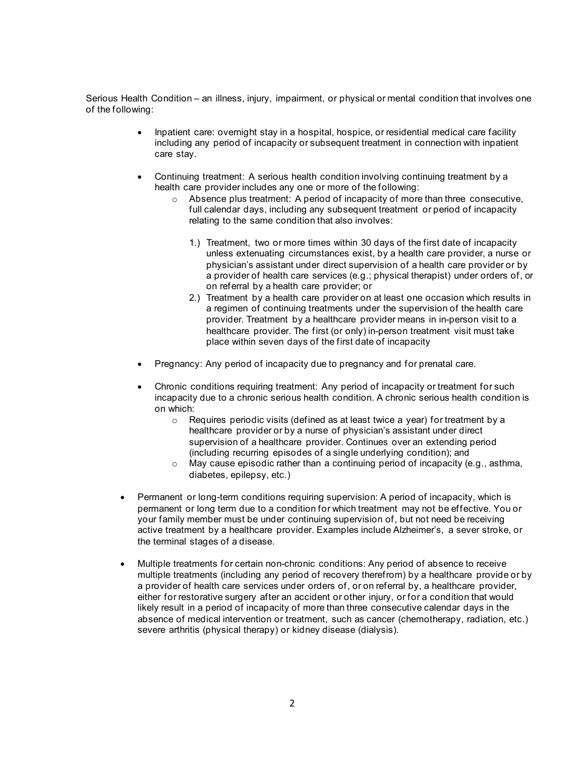Serious Health Condition – an illness, injury, impairment, or physical or mental condition that involves one of the following:

- Inpatient care: overnight stay in a hospital, hospice, or residential medical care facility including any period of incapacity or subsequent treatment in connection with inpatient care stay.

- Continuing treatment: A serious health condition involving continuing treatment by a health care provider includes any one or more of the following:
  - Absence plus treatment: A period of incapacity of more than three consecutive, full calendar days, including any subsequent treatment or period of incapacity relating to the same condition that also involves:

    1.) Treatment, two or more times within 30 days of the first date of incapacity unless extenuating circumstances exist, by a health care provider, a nurse or physician's assistant under direct supervision of a health care provider or by a provider of health care services (e.g.; physical therapist) under orders of, or on referral by a health care provider; or

    2.) Treatment by a health care provider on at least one occasion which results in a regimen of continuing treatments under the supervision of the health care provider. Treatment by a healthcare provider means in in-person visit to a healthcare provider. The first (or only) in-person treatment visit must take place within seven days of the first date of incapacity

- Pregnancy: Any period of incapacity due to pregnancy and for prenatal care.

- Chronic conditions requiring treatment: Any period of incapacity or treatment for such incapacity due to a chronic serious health condition. A chronic serious health condition is on which:
  - Requires periodic visits (defined as at least twice a year) for treatment by a healthcare provider or by a nurse of physician's assistant under direct supervision of a healthcare provider. Continues over an extending period (including recurring episodes of a single underlying condition); and
  - May cause episodic rather than a continuing period of incapacity (e.g., asthma, diabetes, epilepsy, etc.)

- Permanent or long-term conditions requiring supervision: A period of incapacity, which is permanent or long term due to a condition for which treatment may not be effective. You or your family member must be under continuing supervision of, but not need be receiving active treatment by a healthcare provider. Examples include Alzheimer's, a sever stroke, or the terminal stages of a disease.

- Multiple treatments for certain non-chronic conditions: Any period of absence to receive multiple treatments (including any period of recovery therefrom) by a healthcare provide or by a provider of health care services under orders of, or on referral by, a healthcare provider, either for restorative surgery after an accident or other injury, or for a condition that would likely result in a period of incapacity of more than three consecutive calendar days in the absence of medical intervention or treatment, such as cancer (chemotherapy, radiation, etc.) severe arthritis (physical therapy) or kidney disease (dialysis).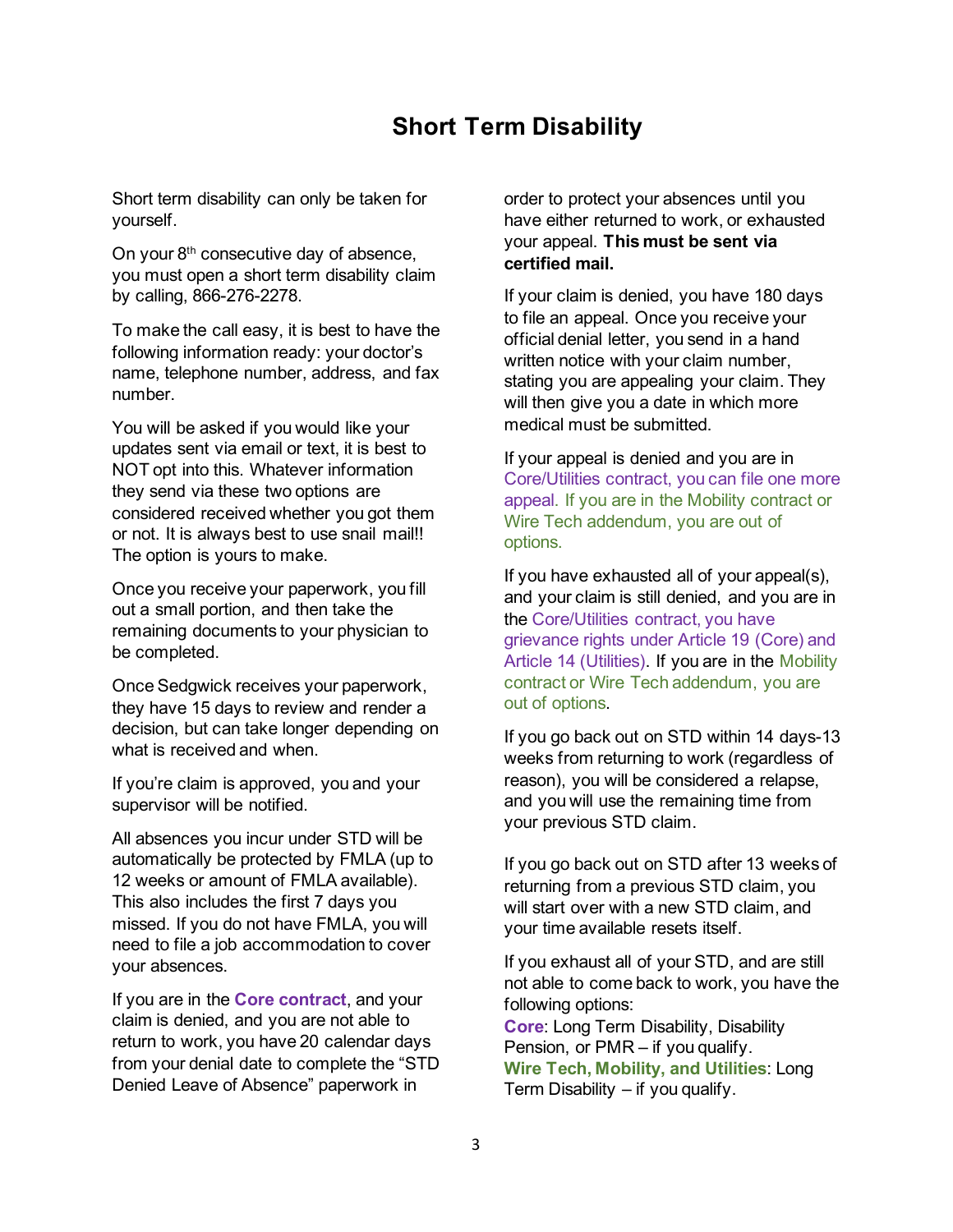# Short Term Disability

Short term disability can only be taken for yourself.

On your 8th consecutive day of absence, you must open a short term disability claim by calling, 866-276-2278.

To make the call easy, it is best to have the following information ready: your doctor's name, telephone number, address, and fax number.

You will be asked if you would like your updates sent via email or text, it is best to NOT opt into this. Whatever information they send via these two options are considered received whether you got them or not. It is always best to use snail mail!! The option is yours to make.

Once you receive your paperwork, you fill out a small portion, and then take the remaining documents to your physician to be completed.

Once Sedgwick receives your paperwork, they have 15 days to review and render a decision, but can take longer depending on what is received and when.

If you're claim is approved, you and your supervisor will be notified.

All absences you incur under STD will be automatically be protected by FMLA (up to 12 weeks or amount of FMLA available). This also includes the first 7 days you missed. If you do not have FMLA, you will need to file a job accommodation to cover your absences.

If you are in the **Core contract**, and your claim is denied, and you are not able to return to work, you have 20 calendar days from your denial date to complete the "STD Denied Leave of Absence" paperwork in order to protect your absences until you have either returned to work, or exhausted your appeal. **This must be sent via certified mail.**

If your claim is denied, you have 180 days to file an appeal. Once you receive your official denial letter, you send in a hand written notice with your claim number, stating you are appealing your claim. They will then give you a date in which more medical must be submitted.

If your appeal is denied and you are in Core/Utilities contract, you can file one more appeal. If you are in the Mobility contract or Wire Tech addendum, you are out of options.

If you have exhausted all of your appeal(s), and your claim is still denied, and you are in the Core/Utilities contract, you have grievance rights under Article 19 (Core) and Article 14 (Utilities). If you are in the Mobility contract or Wire Tech addendum, you are out of options.

If you go back out on STD within 14 days-13 weeks from returning to work (regardless of reason), you will be considered a relapse, and you will use the remaining time from your previous STD claim.

If you go back out on STD after 13 weeks of returning from a previous STD claim, you will start over with a new STD claim, and your time available resets itself.

If you exhaust all of your STD, and are still not able to come back to work, you have the following options:

**Core**: Long Term Disability, Disability Pension, or PMR – if you qualify.
**Wire Tech, Mobility, and Utilities**: Long Term Disability – if you qualify.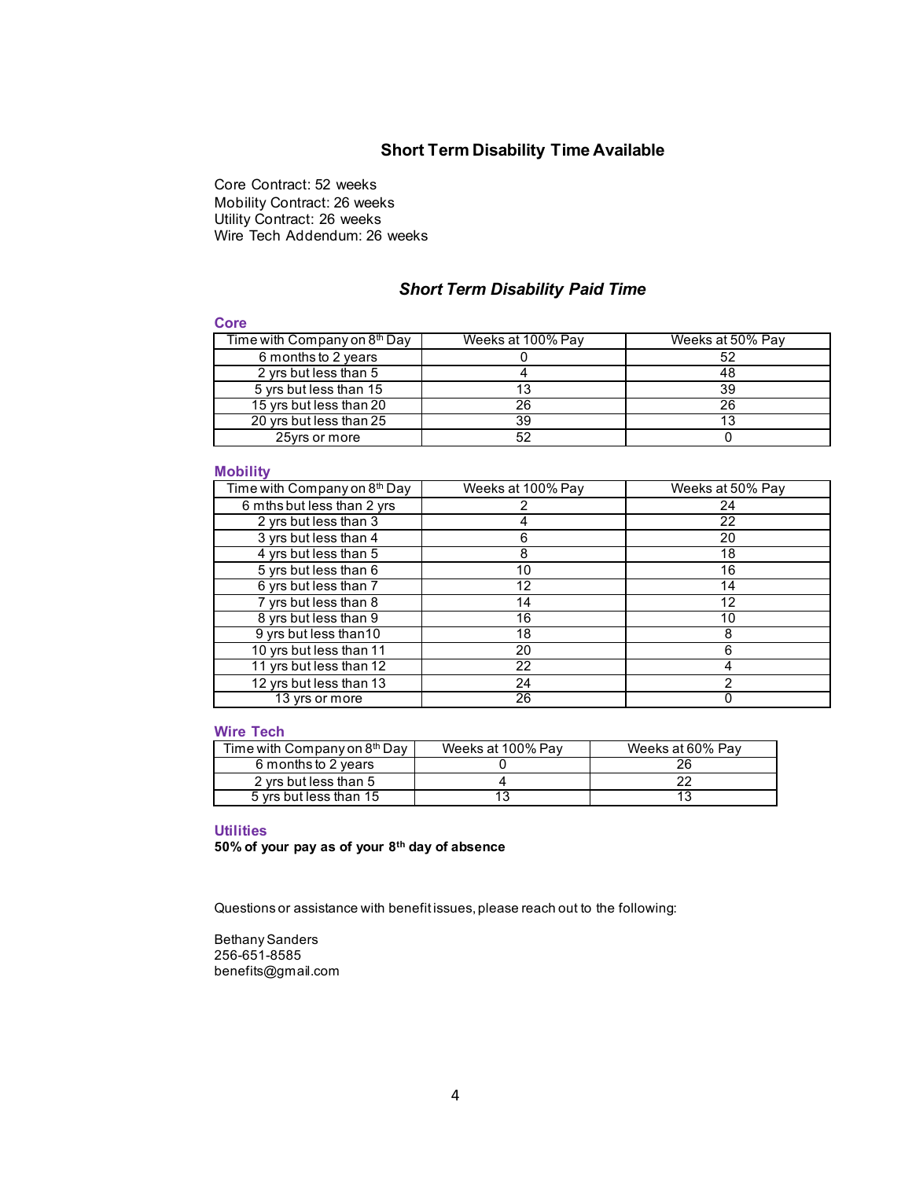## Short Term Disability Time Available

Core Contract: 52 weeks
Mobility Contract: 26 weeks
Utility Contract: 26 weeks
Wire Tech Addendum: 26 weeks

### *Short Term Disability Paid Time*

#### Core

| Time with Company on 8th Day | Weeks at 100% Pay | Weeks at 50% Pay |
|---|---|---|
| 6 months to 2 years | 0 | 52 |
| 2 yrs but less than 5 | 4 | 48 |
| 5 yrs but less than 15 | 13 | 39 |
| 15 yrs but less than 20 | 26 | 26 |
| 20 yrs but less than 25 | 39 | 13 |
| 25yrs or more | 52 | 0 |

#### Mobility

| Time with Company on 8th Day | Weeks at 100% Pay | Weeks at 50% Pay |
|---|---|---|
| 6 mths but less than 2 yrs | 2 | 24 |
| 2 yrs but less than 3 | 4 | 22 |
| 3 yrs but less than 4 | 6 | 20 |
| 4 yrs but less than 5 | 8 | 18 |
| 5 yrs but less than 6 | 10 | 16 |
| 6 yrs but less than 7 | 12 | 14 |
| 7 yrs but less than 8 | 14 | 12 |
| 8 yrs but less than 9 | 16 | 10 |
| 9 yrs but less than10 | 18 | 8 |
| 10 yrs but less than 11 | 20 | 6 |
| 11 yrs but less than 12 | 22 | 4 |
| 12 yrs but less than 13 | 24 | 2 |
| 13 yrs or more | 26 | 0 |

#### Wire Tech

| Time with Company on 8th Day | Weeks at 100% Pay | Weeks at 60% Pay |
|---|---|---|
| 6 months to 2 years | 0 | 26 |
| 2 yrs but less than 5 | 4 | 22 |
| 5 yrs but less than 15 | 13 | 13 |

#### Utilities

**50% of your pay as of your 8th day of absence**

Questions or assistance with benefit issues, please reach out to the following:

Bethany Sanders
256-651-8585
benefits@gmail.com